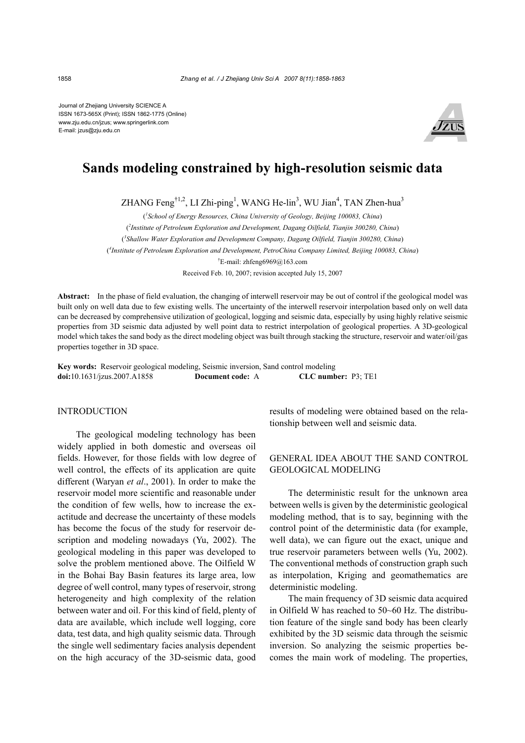Journal of Zhejiang University SCIENCE A
ISSN 1673-565X (Print); ISSN 1862-1775 (Online)
www.zju.edu.cn/jzus; www.springerlink.com
E-mail: jzus@zju.edu.cn

# Sands modeling constrained by high-resolution seismic data

ZHANG Feng[†1,2], LI Zhi-ping[1], WANG He-lin[3], WU Jian[4], TAN Zhen-hua[3]

([1]*School of Energy Resources, China University of Geology, Beijing 100083, China*)

([2]*Institute of Petroleum Exploration and Development, Dagang Oilfield, Tianjin 300280, China*)

([3]*Shallow Water Exploration and Development Company, Dagang Oilfield, Tianjin 300280, China*)

([4]*Institute of Petroleum Exploration and Development, PetroChina Company Limited, Beijing 100083, China*)

[†]E-mail: zhfeng6969@163.com

Received Feb. 10, 2007; revision accepted July 15, 2007

**Abstract:** In the phase of field evaluation, the changing of interwell reservoir may be out of control if the geological model was built only on well data due to few existing wells. The uncertainty of the interwell reservoir interpolation based only on well data can be decreased by comprehensive utilization of geological, logging and seismic data, especially by using highly relative seismic properties from 3D seismic data adjusted by well point data to restrict interpolation of geological properties. A 3D-geological model which takes the sand body as the direct modeling object was built through stacking the structure, reservoir and water/oil/gas properties together in 3D space.

**Key words:** Reservoir geological modeling, Seismic inversion, Sand control modeling
**doi:**10.1631/jzus.2007.A1858 **Document code:** A **CLC number:** P3; TE1

## INTRODUCTION

The geological modeling technology has been widely applied in both domestic and overseas oil fields. However, for those fields with low degree of well control, the effects of its application are quite different (Waryan *et al*., 2001). In order to make the reservoir model more scientific and reasonable under the condition of few wells, how to increase the exactitude and decrease the uncertainty of these models has become the focus of the study for reservoir description and modeling nowadays (Yu, 2002). The geological modeling in this paper was developed to solve the problem mentioned above. The Oilfield W in the Bohai Bay Basin features its large area, low degree of well control, many types of reservoir, strong heterogeneity and high complexity of the relation between water and oil. For this kind of field, plenty of data are available, which include well logging, core data, test data, and high quality seismic data. Through the single well sedimentary facies analysis dependent on the high accuracy of the 3D-seismic data, good results of modeling were obtained based on the relationship between well and seismic data.

## GENERAL IDEA ABOUT THE SAND CONTROL GEOLOGICAL MODELING

The deterministic result for the unknown area between wells is given by the deterministic geological modeling method, that is to say, beginning with the control point of the deterministic data (for example, well data), we can figure out the exact, unique and true reservoir parameters between wells (Yu, 2002). The conventional methods of construction graph such as interpolation, Kriging and geomathematics are deterministic modeling.

The main frequency of 3D seismic data acquired in Oilfield W has reached to 50~60 Hz. The distribution feature of the single sand body has been clearly exhibited by the 3D seismic data through the seismic inversion. So analyzing the seismic properties becomes the main work of modeling. The properties,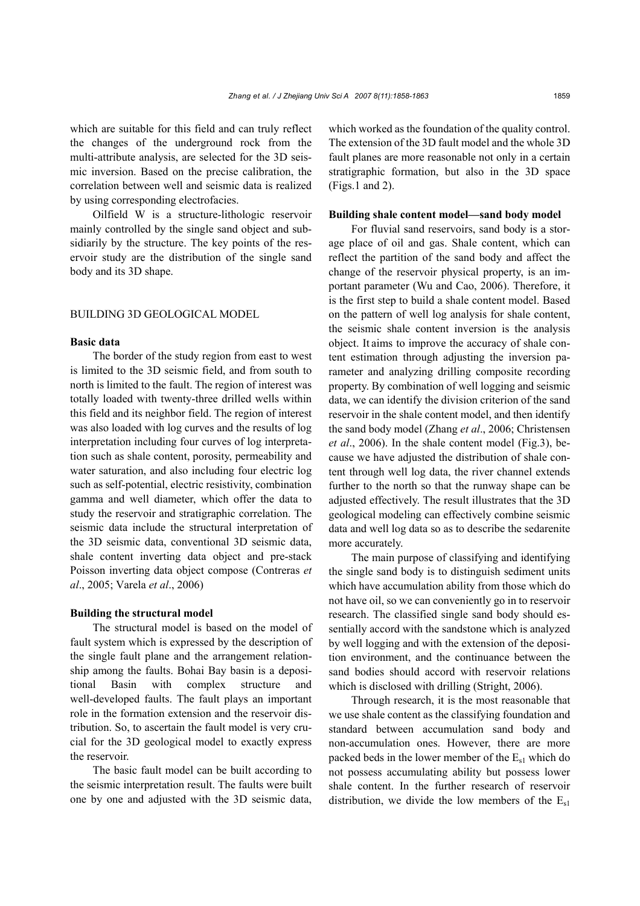which are suitable for this field and can truly reflect the changes of the underground rock from the multi-attribute analysis, are selected for the 3D seismic inversion. Based on the precise calibration, the correlation between well and seismic data is realized by using corresponding electrofacies.

Oilfield W is a structure-lithologic reservoir mainly controlled by the single sand object and subsidiarily by the structure. The key points of the reservoir study are the distribution of the single sand body and its 3D shape.

## BUILDING 3D GEOLOGICAL MODEL

### Basic data

The border of the study region from east to west is limited to the 3D seismic field, and from south to north is limited to the fault. The region of interest was totally loaded with twenty-three drilled wells within this field and its neighbor field. The region of interest was also loaded with log curves and the results of log interpretation including four curves of log interpretation such as shale content, porosity, permeability and water saturation, and also including four electric log such as self-potential, electric resistivity, combination gamma and well diameter, which offer the data to study the reservoir and stratigraphic correlation. The seismic data include the structural interpretation of the 3D seismic data, conventional 3D seismic data, shale content inverting data object and pre-stack Poisson inverting data object compose (Contreras *et al*., 2005; Varela *et al*., 2006)

### Building the structural model

The structural model is based on the model of fault system which is expressed by the description of the single fault plane and the arrangement relationship among the faults. Bohai Bay basin is a depositional Basin with complex structure and well-developed faults. The fault plays an important role in the formation extension and the reservoir distribution. So, to ascertain the fault model is very crucial for the 3D geological model to exactly express the reservoir.

The basic fault model can be built according to the seismic interpretation result. The faults were built one by one and adjusted with the 3D seismic data, which worked as the foundation of the quality control. The extension of the 3D fault model and the whole 3D fault planes are more reasonable not only in a certain stratigraphic formation, but also in the 3D space (Figs.1 and 2).

### Building shale content model—sand body model

For fluvial sand reservoirs, sand body is a storage place of oil and gas. Shale content, which can reflect the partition of the sand body and affect the change of the reservoir physical property, is an important parameter (Wu and Cao, 2006). Therefore, it is the first step to build a shale content model. Based on the pattern of well log analysis for shale content, the seismic shale content inversion is the analysis object. It aims to improve the accuracy of shale content estimation through adjusting the inversion parameter and analyzing drilling composite recording property. By combination of well logging and seismic data, we can identify the division criterion of the sand reservoir in the shale content model, and then identify the sand body model (Zhang *et al*., 2006; Christensen *et al*., 2006). In the shale content model (Fig.3), because we have adjusted the distribution of shale content through well log data, the river channel extends further to the north so that the runway shape can be adjusted effectively. The result illustrates that the 3D geological modeling can effectively combine seismic data and well log data so as to describe the sedarenite more accurately.

The main purpose of classifying and identifying the single sand body is to distinguish sediment units which have accumulation ability from those which do not have oil, so we can conveniently go in to reservoir research. The classified single sand body should essentially accord with the sandstone which is analyzed by well logging and with the extension of the deposition environment, and the continuance between the sand bodies should accord with reservoir relations which is disclosed with drilling (Stright, 2006).

Through research, it is the most reasonable that we use shale content as the classifying foundation and standard between accumulation sand body and non-accumulation ones. However, there are more packed beds in the lower member of the $E_{s1}$ which do not possess accumulating ability but possess lower shale content. In the further research of reservoir distribution, we divide the low members of the $E_{s1}$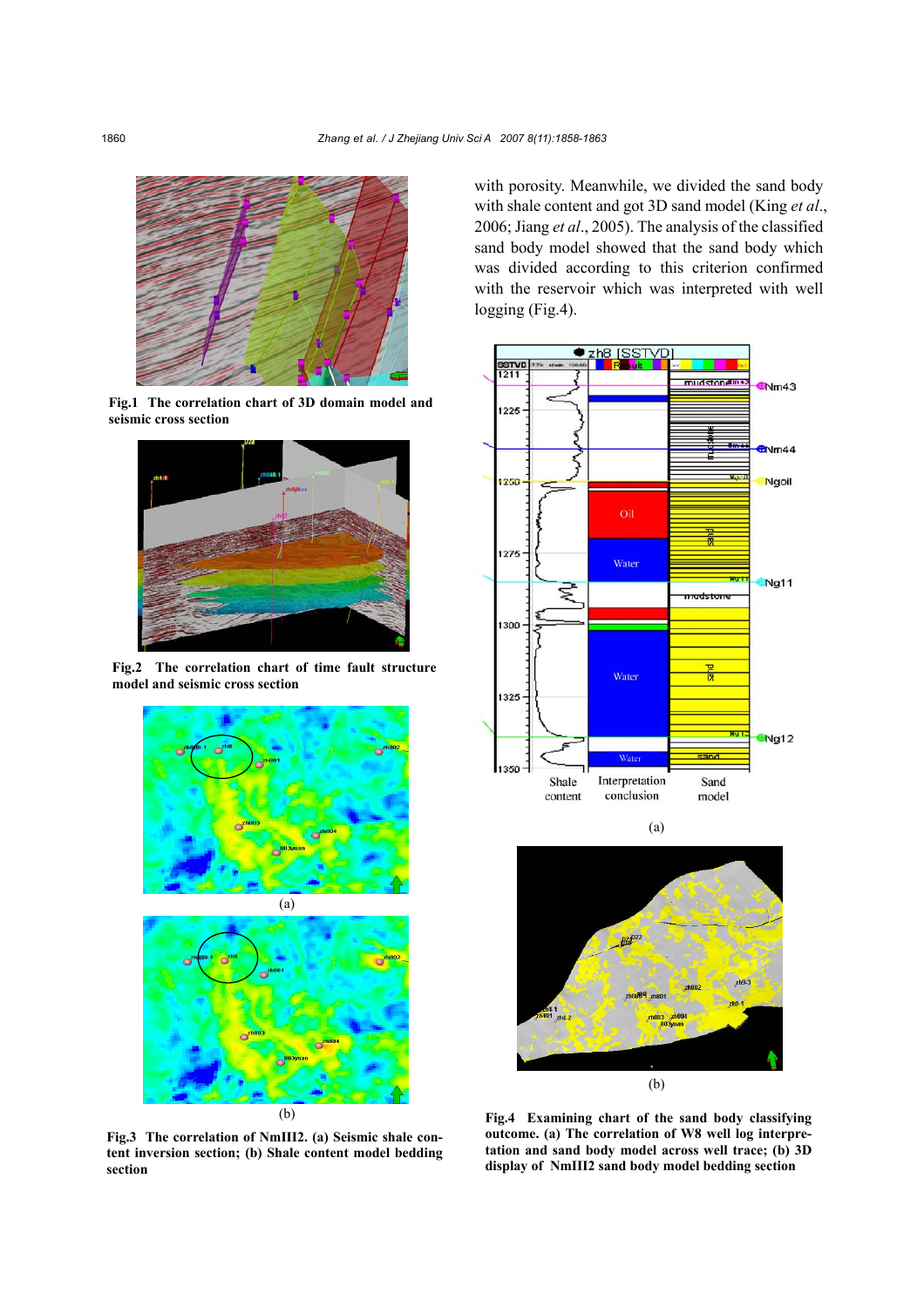Fig.1 The correlation chart of 3D domain model and seismic cross section

Fig.2 The correlation chart of time fault structure model and seismic cross section

(a)

(b)

Fig.3 The correlation of NmIII2. (a) Seismic shale content inversion section; (b) Shale content model bedding section

with porosity. Meanwhile, we divided the sand body with shale content and got 3D sand model (King *et al*., 2006; Jiang *et al*., 2005). The analysis of the classified sand body model showed that the sand body which was divided according to this criterion confirmed with the reservoir which was interpreted with well logging (Fig.4).

(a)

(b)

Fig.4 Examining chart of the sand body classifying outcome. (a) The correlation of W8 well log interpretation and sand body model across well trace; (b) 3D display of NmIII2 sand body model bedding section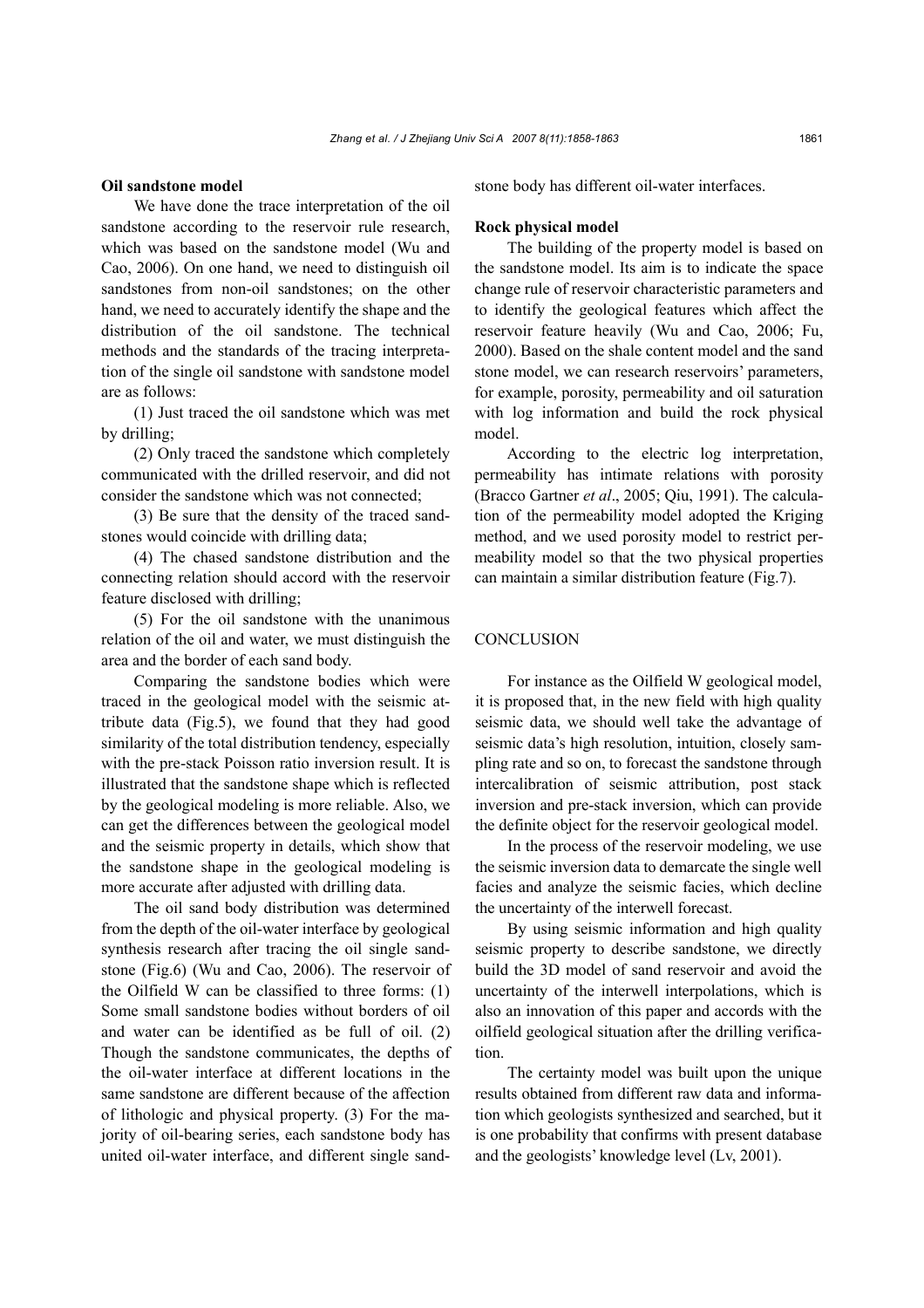**Oil sandstone model**

We have done the trace interpretation of the oil sandstone according to the reservoir rule research, which was based on the sandstone model (Wu and Cao, 2006). On one hand, we need to distinguish oil sandstones from non-oil sandstones; on the other hand, we need to accurately identify the shape and the distribution of the oil sandstone. The technical methods and the standards of the tracing interpretation of the single oil sandstone with sandstone model are as follows:

(1) Just traced the oil sandstone which was met by drilling;

(2) Only traced the sandstone which completely communicated with the drilled reservoir, and did not consider the sandstone which was not connected;

(3) Be sure that the density of the traced sandstones would coincide with drilling data;

(4) The chased sandstone distribution and the connecting relation should accord with the reservoir feature disclosed with drilling;

(5) For the oil sandstone with the unanimous relation of the oil and water, we must distinguish the area and the border of each sand body.

Comparing the sandstone bodies which were traced in the geological model with the seismic attribute data (Fig.5), we found that they had good similarity of the total distribution tendency, especially with the pre-stack Poisson ratio inversion result. It is illustrated that the sandstone shape which is reflected by the geological modeling is more reliable. Also, we can get the differences between the geological model and the seismic property in details, which show that the sandstone shape in the geological modeling is more accurate after adjusted with drilling data.

The oil sand body distribution was determined from the depth of the oil-water interface by geological synthesis research after tracing the oil single sandstone (Fig.6) (Wu and Cao, 2006). The reservoir of the Oilfield W can be classified to three forms: (1) Some small sandstone bodies without borders of oil and water can be identified as be full of oil. (2) Though the sandstone communicates, the depths of the oil-water interface at different locations in the same sandstone are different because of the affection of lithologic and physical property. (3) For the majority of oil-bearing series, each sandstone body has united oil-water interface, and different single sandstone body has different oil-water interfaces.

**Rock physical model**

The building of the property model is based on the sandstone model. Its aim is to indicate the space change rule of reservoir characteristic parameters and to identify the geological features which affect the reservoir feature heavily (Wu and Cao, 2006; Fu, 2000). Based on the shale content model and the sand stone model, we can research reservoirs' parameters, for example, porosity, permeability and oil saturation with log information and build the rock physical model.

According to the electric log interpretation, permeability has intimate relations with porosity (Bracco Gartner *et al*., 2005; Qiu, 1991). The calculation of the permeability model adopted the Kriging method, and we used porosity model to restrict permeability model so that the two physical properties can maintain a similar distribution feature (Fig.7).

## CONCLUSION

For instance as the Oilfield W geological model, it is proposed that, in the new field with high quality seismic data, we should well take the advantage of seismic data's high resolution, intuition, closely sampling rate and so on, to forecast the sandstone through intercalibration of seismic attribution, post stack inversion and pre-stack inversion, which can provide the definite object for the reservoir geological model.

In the process of the reservoir modeling, we use the seismic inversion data to demarcate the single well facies and analyze the seismic facies, which decline the uncertainty of the interwell forecast.

By using seismic information and high quality seismic property to describe sandstone, we directly build the 3D model of sand reservoir and avoid the uncertainty of the interwell interpolations, which is also an innovation of this paper and accords with the oilfield geological situation after the drilling verification.

The certainty model was built upon the unique results obtained from different raw data and information which geologists synthesized and searched, but it is one probability that confirms with present database and the geologists' knowledge level (Lv, 2001).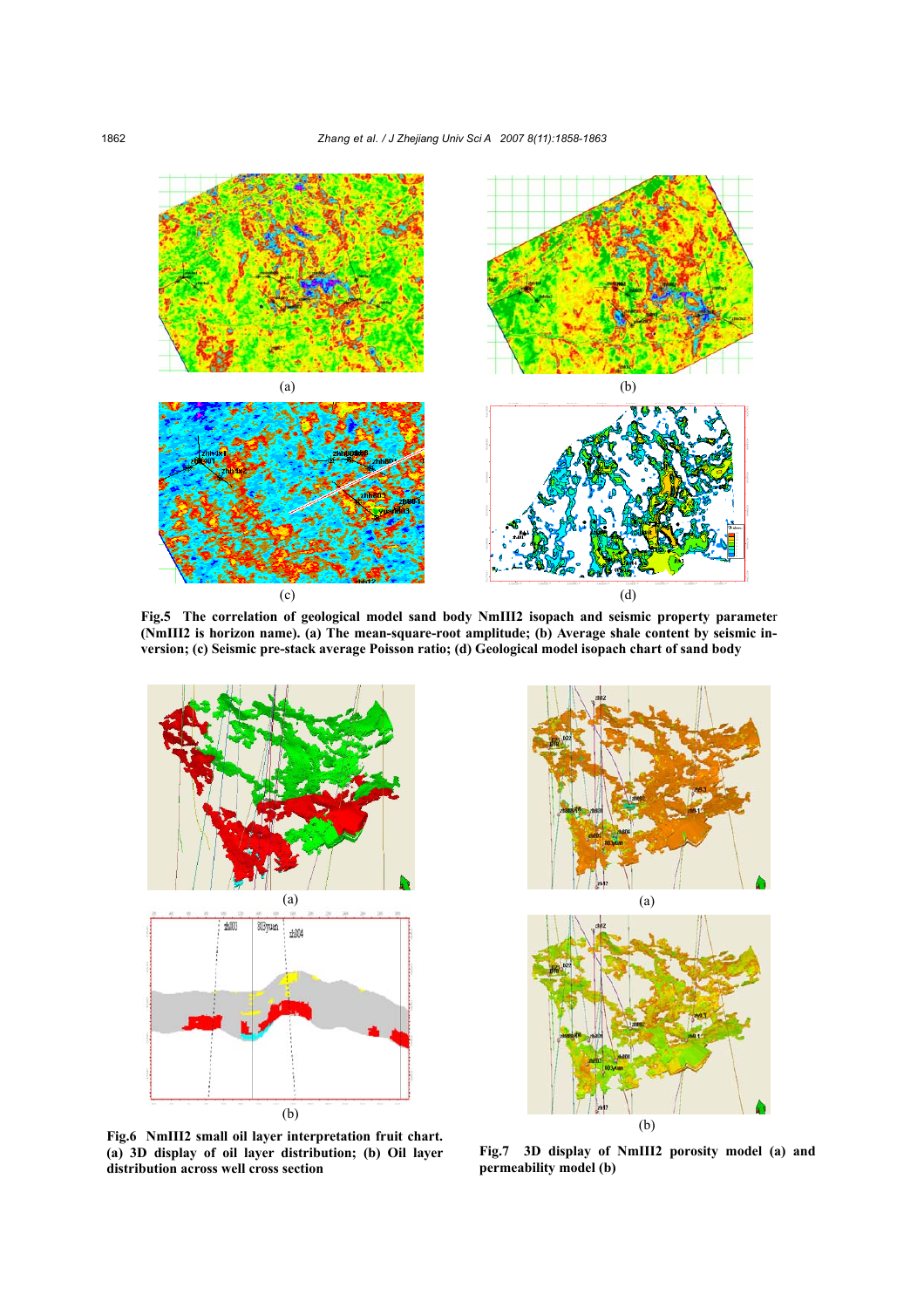(a)

(b)

(c)

(d)

**Fig.5 The correlation of geological model sand body NmIII2 isopach and seismic property parameter (NmIII2 is horizon name). (a) The mean-square-root amplitude; (b) Average shale content by seismic inversion; (c) Seismic pre-stack average Poisson ratio; (d) Geological model isopach chart of sand body**

(a)

(b)

**Fig.6 NmIII2 small oil layer interpretation fruit chart. (a) 3D display of oil layer distribution; (b) Oil layer distribution across well cross section**

(a)

(b)

**Fig.7 3D display of NmIII2 porosity model (a) and permeability model (b)**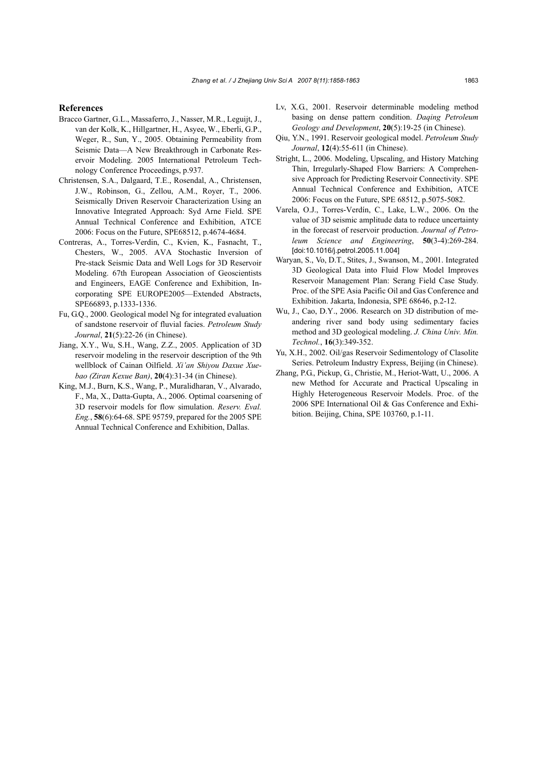## References

Bracco Gartner, G.L., Massaferro, J., Nasser, M.R., Leguijt, J., van der Kolk, K., Hillgartner, H., Asyee, W., Eberli, G.P., Weger, R., Sun, Y., 2005. Obtaining Permeability from Seismic Data—A New Breakthrough in Carbonate Reservoir Modeling. 2005 International Petroleum Technology Conference Proceedings, p.937.

Christensen, S.A., Dalgaard, T.E., Rosendal, A., Christensen, J.W., Robinson, G., Zellou, A.M., Royer, T., 2006. Seismically Driven Reservoir Characterization Using an Innovative Integrated Approach: Syd Arne Field. SPE Annual Technical Conference and Exhibition, ATCE 2006: Focus on the Future, SPE68512, p.4674-4684.

Contreras, A., Torres-Verdin, C., Kvien, K., Fasnacht, T., Chesters, W., 2005. AVA Stochastic Inversion of Pre-stack Seismic Data and Well Logs for 3D Reservoir Modeling. 67th European Association of Geoscientists and Engineers, EAGE Conference and Exhibition, Incorporating SPE EUROPE2005—Extended Abstracts, SPE66893, p.1333-1336.

Fu, G.Q., 2000. Geological model Ng for integrated evaluation of sandstone reservoir of fluvial facies. *Petroleum Study Journal*, **21**(5):22-26 (in Chinese).

Jiang, X.Y., Wu, S.H., Wang, Z.Z., 2005. Application of 3D reservoir modeling in the reservoir description of the 9th wellblock of Cainan Oilfield. *Xi'an Shiyou Daxue Xuebao (Ziran Kexue Ban)*, **20**(4):31-34 (in Chinese).

King, M.J., Burn, K.S., Wang, P., Muralidharan, V., Alvarado, F., Ma, X., Datta-Gupta, A., 2006. Optimal coarsening of 3D reservoir models for flow simulation. *Reserv. Eval. Eng.*, **58**(6):64-68. SPE 95759, prepared for the 2005 SPE Annual Technical Conference and Exhibition, Dallas.

Lv, X.G., 2001. Reservoir determinable modeling method basing on dense pattern condition. *Daqing Petroleum Geology and Development*, **20**(5):19-25 (in Chinese).

Qiu, Y.N., 1991. Reservoir geological model. *Petroleum Study Journal*, **12**(4):55-611 (in Chinese).

Stright, L., 2006. Modeling, Upscaling, and History Matching Thin, Irregularly-Shaped Flow Barriers: A Comprehensive Approach for Predicting Reservoir Connectivity. SPE Annual Technical Conference and Exhibition, ATCE 2006: Focus on the Future, SPE 68512, p.5075-5082.

Varela, O.J., Torres-Verdín, C., Lake, L.W., 2006. On the value of 3D seismic amplitude data to reduce uncertainty in the forecast of reservoir production. *Journal of Petroleum Science and Engineering*, **50**(3-4):269-284. [doi:10.1016/j.petrol.2005.11.004]

Waryan, S., Vo, D.T., Stites, J., Swanson, M., 2001. Integrated 3D Geological Data into Fluid Flow Model Improves Reservoir Management Plan: Serang Field Case Study. Proc. of the SPE Asia Pacific Oil and Gas Conference and Exhibition. Jakarta, Indonesia, SPE 68646, p.2-12.

Wu, J., Cao, D.Y., 2006. Research on 3D distribution of meandering river sand body using sedimentary facies method and 3D geological modeling. *J. China Univ. Min. Technol.*, **16**(3):349-352.

Yu, X.H., 2002. Oil/gas Reservoir Sedimentology of Clasolite Series. Petroleum Industry Express, Beijing (in Chinese).

Zhang, P.G., Pickup, G., Christie, M., Heriot-Watt, U., 2006. A new Method for Accurate and Practical Upscaling in Highly Heterogeneous Reservoir Models. Proc. of the 2006 SPE International Oil & Gas Conference and Exhibition. Beijing, China, SPE 103760, p.1-11.